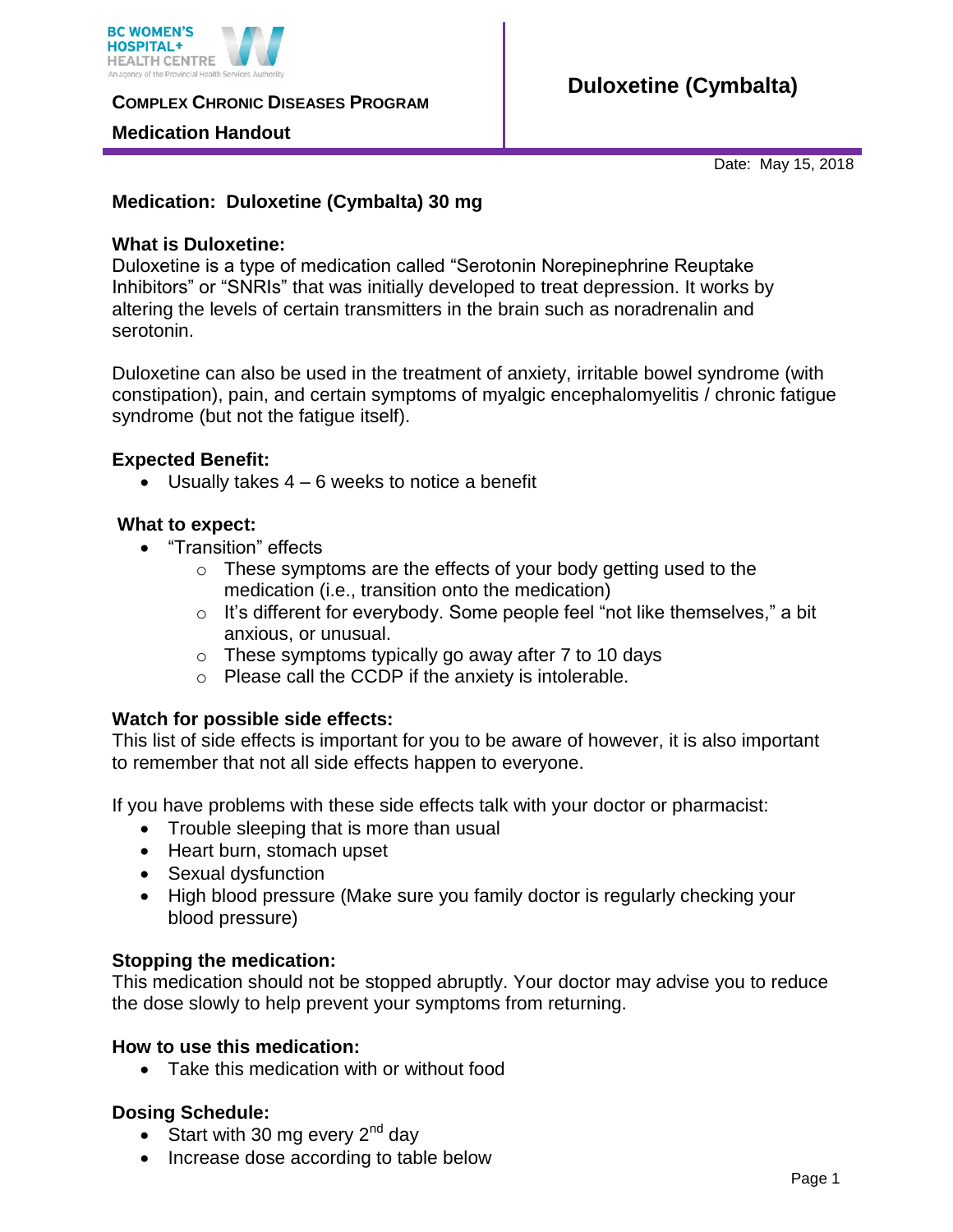BC WOMEN'S HOSPITAL+ HEALTH CENTRE
An agency of the Provincial Health Services Authority

**COMPLEX CHRONIC DISEASES PROGRAM**

**Medication Handout**

# Duloxetine (Cymbalta)

Date: May 15, 2018

## Medication: Duloxetine (Cymbalta) 30 mg

### What is Duloxetine:

Duloxetine is a type of medication called "Serotonin Norepinephrine Reuptake Inhibitors" or "SNRIs" that was initially developed to treat depression. It works by altering the levels of certain transmitters in the brain such as noradrenalin and serotonin.

Duloxetine can also be used in the treatment of anxiety, irritable bowel syndrome (with constipation), pain, and certain symptoms of myalgic encephalomyelitis / chronic fatigue syndrome (but not the fatigue itself).

### Expected Benefit:

- Usually takes 4 – 6 weeks to notice a benefit

### What to expect:

- "Transition" effects
  - These symptoms are the effects of your body getting used to the medication (i.e., transition onto the medication)
  - It's different for everybody. Some people feel "not like themselves," a bit anxious, or unusual.
  - These symptoms typically go away after 7 to 10 days
  - Please call the CCDP if the anxiety is intolerable.

### Watch for possible side effects:

This list of side effects is important for you to be aware of however, it is also important to remember that not all side effects happen to everyone.

If you have problems with these side effects talk with your doctor or pharmacist:

- Trouble sleeping that is more than usual
- Heart burn, stomach upset
- Sexual dysfunction
- High blood pressure (Make sure you family doctor is regularly checking your blood pressure)

### Stopping the medication:

This medication should not be stopped abruptly. Your doctor may advise you to reduce the dose slowly to help prevent your symptoms from returning.

### How to use this medication:

- Take this medication with or without food

### Dosing Schedule:

- Start with 30 mg every 2nd day
- Increase dose according to table below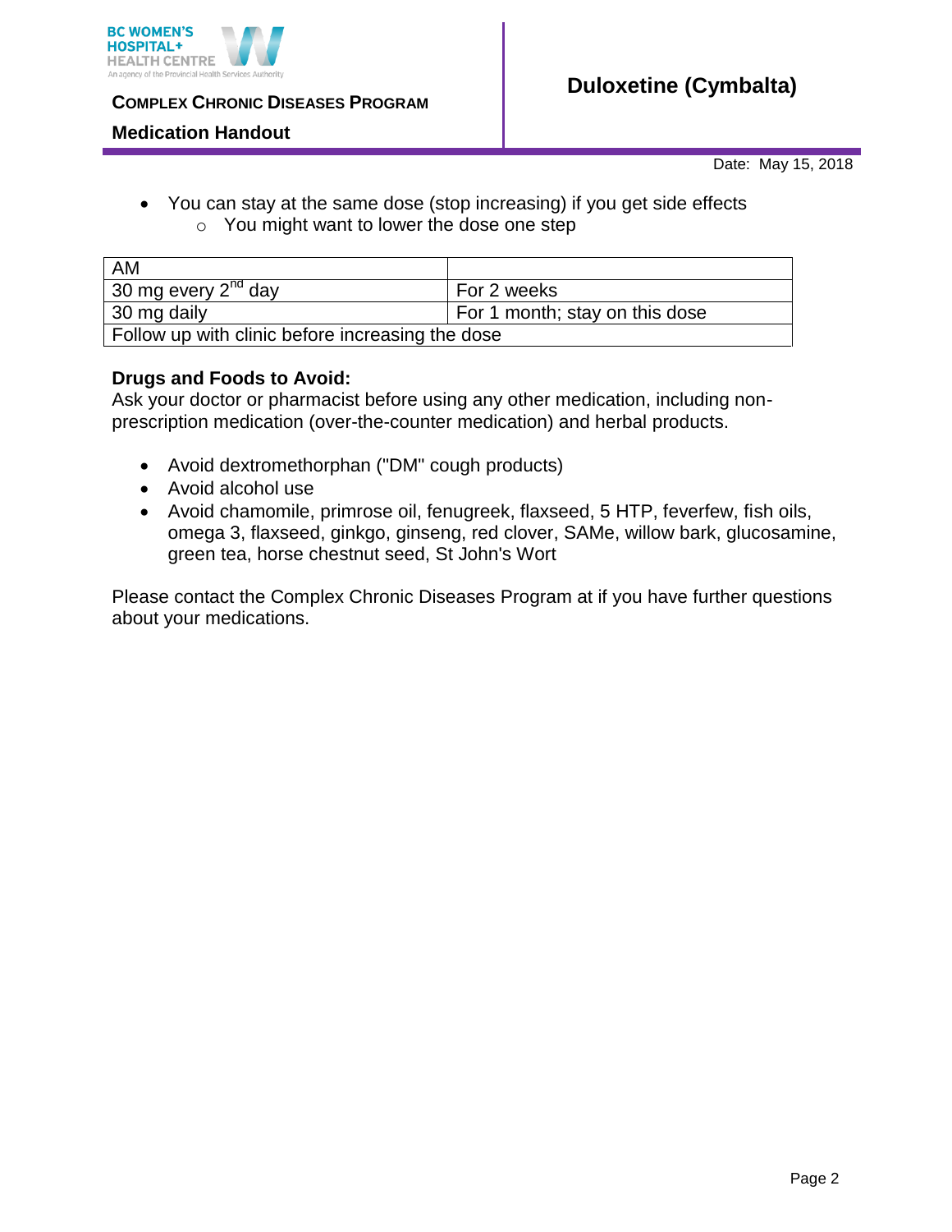- You can stay at the same dose (stop increasing) if you get side effects
  - You might want to lower the dose one step

| | |
|---|---|
| AM | |
| 30 mg every 2nd day | For 2 weeks |
| 30 mg daily | For 1 month; stay on this dose |
| Follow up with clinic before increasing the dose | |

**Drugs and Foods to Avoid:**
Ask your doctor or pharmacist before using any other medication, including non-prescription medication (over-the-counter medication) and herbal products.

- Avoid dextromethorphan ("DM" cough products)
- Avoid alcohol use
- Avoid chamomile, primrose oil, fenugreek, flaxseed, 5 HTP, feverfew, fish oils, omega 3, flaxseed, ginkgo, ginseng, red clover, SAMe, willow bark, glucosamine, green tea, horse chestnut seed, St John's Wort

Please contact the Complex Chronic Diseases Program at if you have further questions about your medications.